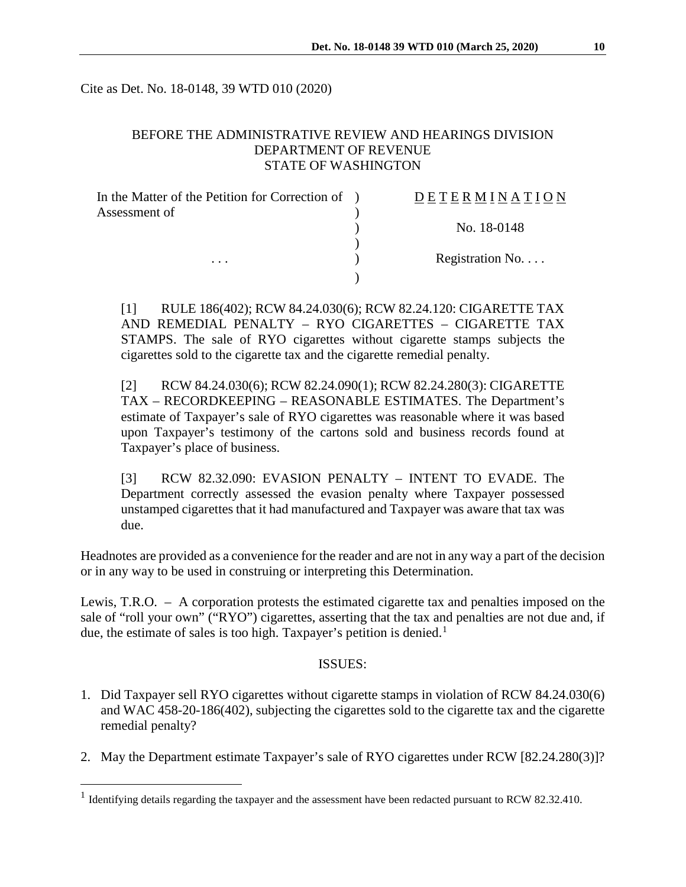Cite as Det. No. 18-0148, 39 WTD 010 (2020)

BEFORE THE ADMINISTRATIVE REVIEW AND HEARINGS DIVISION
DEPARTMENT OF REVENUE
STATE OF WASHINGTON

| | | |
|---|---|---|
| In the Matter of the Petition for Correction of Assessment of | ) | D E T E R M I N A T I O N |
| | ) | No. 18-0148 |
| . . . | ) | Registration No. . . . |

[1] RULE 186(402); RCW 84.24.030(6); RCW 82.24.120: CIGARETTE TAX AND REMEDIAL PENALTY – RYO CIGARETTES – CIGARETTE TAX STAMPS. The sale of RYO cigarettes without cigarette stamps subjects the cigarettes sold to the cigarette tax and the cigarette remedial penalty.

[2] RCW 84.24.030(6); RCW 82.24.090(1); RCW 82.24.280(3): CIGARETTE TAX – RECORDKEEPING – REASONABLE ESTIMATES. The Department's estimate of Taxpayer's sale of RYO cigarettes was reasonable where it was based upon Taxpayer's testimony of the cartons sold and business records found at Taxpayer's place of business.

[3] RCW 82.32.090: EVASION PENALTY – INTENT TO EVADE. The Department correctly assessed the evasion penalty where Taxpayer possessed unstamped cigarettes that it had manufactured and Taxpayer was aware that tax was due.

Headnotes are provided as a convenience for the reader and are not in any way a part of the decision or in any way to be used in construing or interpreting this Determination.

Lewis, T.R.O. – A corporation protests the estimated cigarette tax and penalties imposed on the sale of "roll your own" ("RYO") cigarettes, asserting that the tax and penalties are not due and, if due, the estimate of sales is too high. Taxpayer's petition is denied.[1]

## ISSUES:

1. Did Taxpayer sell RYO cigarettes without cigarette stamps in violation of RCW 84.24.030(6) and WAC 458-20-186(402), subjecting the cigarettes sold to the cigarette tax and the cigarette remedial penalty?
2. May the Department estimate Taxpayer's sale of RYO cigarettes under RCW [82.24.280(3)]?

[1] Identifying details regarding the taxpayer and the assessment have been redacted pursuant to RCW 82.32.410.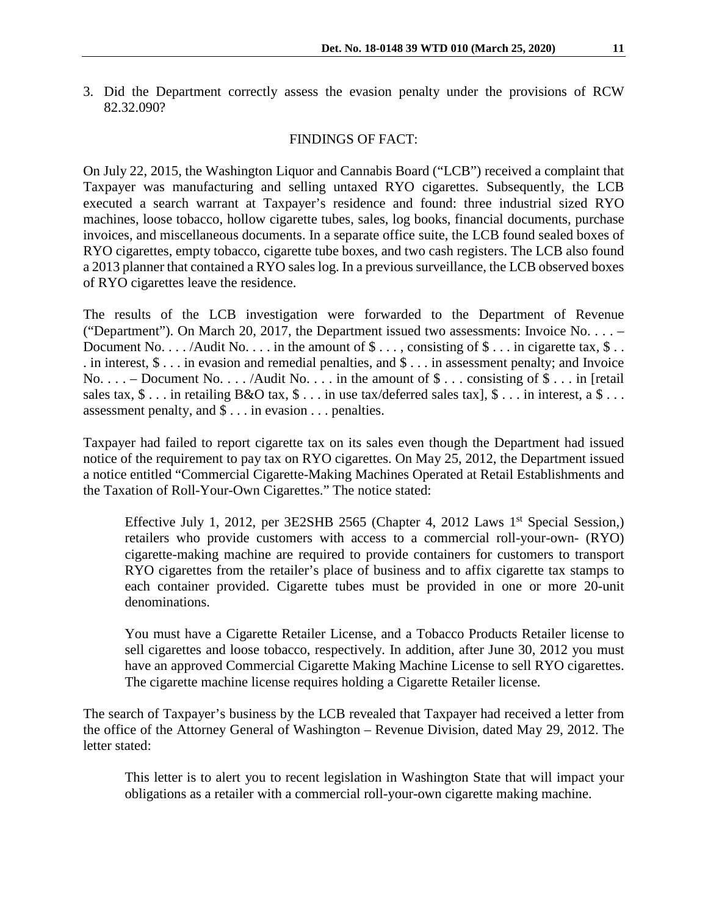3. Did the Department correctly assess the evasion penalty under the provisions of RCW 82.32.090?

## FINDINGS OF FACT:

On July 22, 2015, the Washington Liquor and Cannabis Board ("LCB") received a complaint that Taxpayer was manufacturing and selling untaxed RYO cigarettes. Subsequently, the LCB executed a search warrant at Taxpayer's residence and found: three industrial sized RYO machines, loose tobacco, hollow cigarette tubes, sales, log books, financial documents, purchase invoices, and miscellaneous documents. In a separate office suite, the LCB found sealed boxes of RYO cigarettes, empty tobacco, cigarette tube boxes, and two cash registers. The LCB also found a 2013 planner that contained a RYO sales log. In a previous surveillance, the LCB observed boxes of RYO cigarettes leave the residence.

The results of the LCB investigation were forwarded to the Department of Revenue ("Department"). On March 20, 2017, the Department issued two assessments: Invoice No. . . . – Document No. . . . /Audit No. . . . in the amount of $ . . . , consisting of $ . . . in cigarette tax, $ . . . in interest, $ . . . in evasion and remedial penalties, and $ . . . in assessment penalty; and Invoice No. . . . – Document No. . . . /Audit No. . . . in the amount of $ . . . consisting of $ . . . in [retail sales tax, $ . . . in retailing B&O tax, $ . . . in use tax/deferred sales tax], $ . . . in interest, a $ . . . assessment penalty, and $ . . . in evasion . . . penalties.

Taxpayer had failed to report cigarette tax on its sales even though the Department had issued notice of the requirement to pay tax on RYO cigarettes. On May 25, 2012, the Department issued a notice entitled "Commercial Cigarette-Making Machines Operated at Retail Establishments and the Taxation of Roll-Your-Own Cigarettes." The notice stated:

> Effective July 1, 2012, per 3E2SHB 2565 (Chapter 4, 2012 Laws 1st Special Session,) retailers who provide customers with access to a commercial roll-your-own- (RYO) cigarette-making machine are required to provide containers for customers to transport RYO cigarettes from the retailer's place of business and to affix cigarette tax stamps to each container provided. Cigarette tubes must be provided in one or more 20-unit denominations.
>
> You must have a Cigarette Retailer License, and a Tobacco Products Retailer license to sell cigarettes and loose tobacco, respectively. In addition, after June 30, 2012 you must have an approved Commercial Cigarette Making Machine License to sell RYO cigarettes. The cigarette machine license requires holding a Cigarette Retailer license.

The search of Taxpayer's business by the LCB revealed that Taxpayer had received a letter from the office of the Attorney General of Washington – Revenue Division, dated May 29, 2012. The letter stated:

> This letter is to alert you to recent legislation in Washington State that will impact your obligations as a retailer with a commercial roll-your-own cigarette making machine.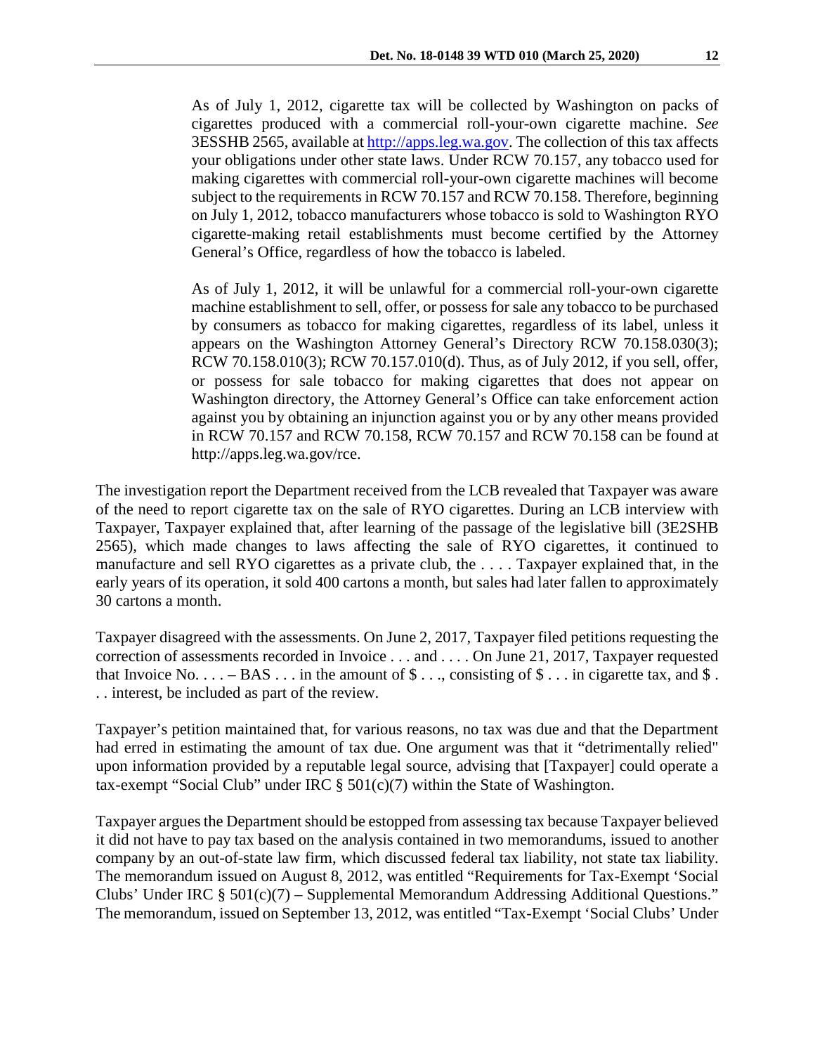> As of July 1, 2012, cigarette tax will be collected by Washington on packs of cigarettes produced with a commercial roll-your-own cigarette machine. *See* 3ESSHB 2565, available at [http://apps.leg.wa.gov](http://apps.leg.wa.gov). The collection of this tax affects your obligations under other state laws. Under RCW 70.157, any tobacco used for making cigarettes with commercial roll-your-own cigarette machines will become subject to the requirements in RCW 70.157 and RCW 70.158. Therefore, beginning on July 1, 2012, tobacco manufacturers whose tobacco is sold to Washington RYO cigarette-making retail establishments must become certified by the Attorney General's Office, regardless of how the tobacco is labeled.
>
> As of July 1, 2012, it will be unlawful for a commercial roll-your-own cigarette machine establishment to sell, offer, or possess for sale any tobacco to be purchased by consumers as tobacco for making cigarettes, regardless of its label, unless it appears on the Washington Attorney General's Directory RCW 70.158.030(3); RCW 70.158.010(3); RCW 70.157.010(d). Thus, as of July 2012, if you sell, offer, or possess for sale tobacco for making cigarettes that does not appear on Washington directory, the Attorney General's Office can take enforcement action against you by obtaining an injunction against you or by any other means provided in RCW 70.157 and RCW 70.158, RCW 70.157 and RCW 70.158 can be found at http://apps.leg.wa.gov/rce.

The investigation report the Department received from the LCB revealed that Taxpayer was aware of the need to report cigarette tax on the sale of RYO cigarettes. During an LCB interview with Taxpayer, Taxpayer explained that, after learning of the passage of the legislative bill (3E2SHB 2565), which made changes to laws affecting the sale of RYO cigarettes, it continued to manufacture and sell RYO cigarettes as a private club, the . . . . Taxpayer explained that, in the early years of its operation, it sold 400 cartons a month, but sales had later fallen to approximately 30 cartons a month.

Taxpayer disagreed with the assessments. On June 2, 2017, Taxpayer filed petitions requesting the correction of assessments recorded in Invoice . . . and . . . . On June 21, 2017, Taxpayer requested that Invoice No. . . . – BAS . . . in the amount of $ . . ., consisting of $ . . . in cigarette tax, and $ . . . interest, be included as part of the review.

Taxpayer's petition maintained that, for various reasons, no tax was due and that the Department had erred in estimating the amount of tax due. One argument was that it "detrimentally relied" upon information provided by a reputable legal source, advising that [Taxpayer] could operate a tax-exempt "Social Club" under IRC § 501(c)(7) within the State of Washington.

Taxpayer argues the Department should be estopped from assessing tax because Taxpayer believed it did not have to pay tax based on the analysis contained in two memorandums, issued to another company by an out-of-state law firm, which discussed federal tax liability, not state tax liability. The memorandum issued on August 8, 2012, was entitled "Requirements for Tax-Exempt 'Social Clubs' Under IRC § 501(c)(7) – Supplemental Memorandum Addressing Additional Questions." The memorandum, issued on September 13, 2012, was entitled "Tax-Exempt 'Social Clubs' Under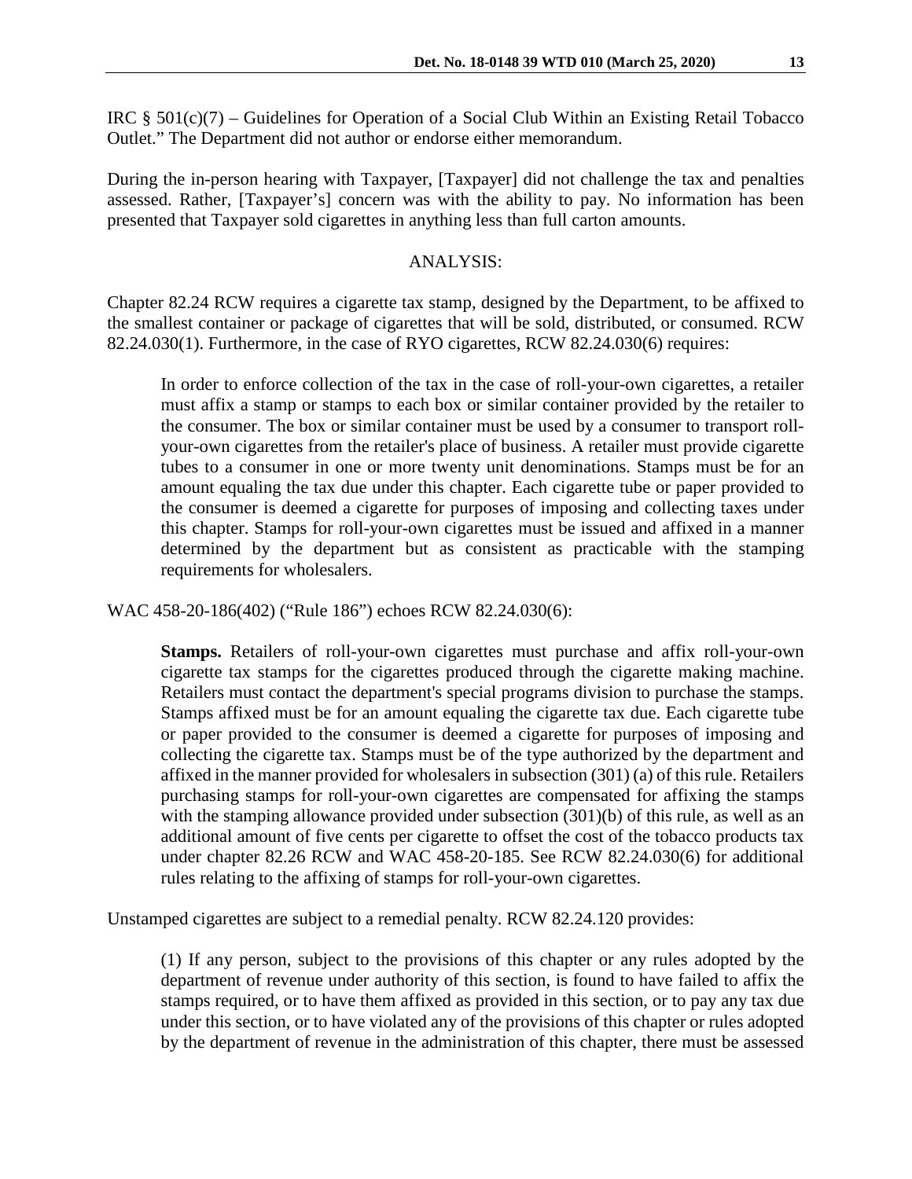IRC § 501(c)(7) – Guidelines for Operation of a Social Club Within an Existing Retail Tobacco Outlet." The Department did not author or endorse either memorandum.

During the in-person hearing with Taxpayer, [Taxpayer] did not challenge the tax and penalties assessed. Rather, [Taxpayer's] concern was with the ability to pay. No information has been presented that Taxpayer sold cigarettes in anything less than full carton amounts.

## ANALYSIS:

Chapter 82.24 RCW requires a cigarette tax stamp, designed by the Department, to be affixed to the smallest container or package of cigarettes that will be sold, distributed, or consumed. RCW 82.24.030(1). Furthermore, in the case of RYO cigarettes, RCW 82.24.030(6) requires:

> In order to enforce collection of the tax in the case of roll-your-own cigarettes, a retailer must affix a stamp or stamps to each box or similar container provided by the retailer to the consumer. The box or similar container must be used by a consumer to transport roll-your-own cigarettes from the retailer's place of business. A retailer must provide cigarette tubes to a consumer in one or more twenty unit denominations. Stamps must be for an amount equaling the tax due under this chapter. Each cigarette tube or paper provided to the consumer is deemed a cigarette for purposes of imposing and collecting taxes under this chapter. Stamps for roll-your-own cigarettes must be issued and affixed in a manner determined by the department but as consistent as practicable with the stamping requirements for wholesalers.

WAC 458-20-186(402) ("Rule 186") echoes RCW 82.24.030(6):

> **Stamps.** Retailers of roll-your-own cigarettes must purchase and affix roll-your-own cigarette tax stamps for the cigarettes produced through the cigarette making machine. Retailers must contact the department's special programs division to purchase the stamps. Stamps affixed must be for an amount equaling the cigarette tax due. Each cigarette tube or paper provided to the consumer is deemed a cigarette for purposes of imposing and collecting the cigarette tax. Stamps must be of the type authorized by the department and affixed in the manner provided for wholesalers in subsection (301) (a) of this rule. Retailers purchasing stamps for roll-your-own cigarettes are compensated for affixing the stamps with the stamping allowance provided under subsection (301)(b) of this rule, as well as an additional amount of five cents per cigarette to offset the cost of the tobacco products tax under chapter 82.26 RCW and WAC 458-20-185. See RCW 82.24.030(6) for additional rules relating to the affixing of stamps for roll-your-own cigarettes.

Unstamped cigarettes are subject to a remedial penalty. RCW 82.24.120 provides:

> (1) If any person, subject to the provisions of this chapter or any rules adopted by the department of revenue under authority of this section, is found to have failed to affix the stamps required, or to have them affixed as provided in this section, or to pay any tax due under this section, or to have violated any of the provisions of this chapter or rules adopted by the department of revenue in the administration of this chapter, there must be assessed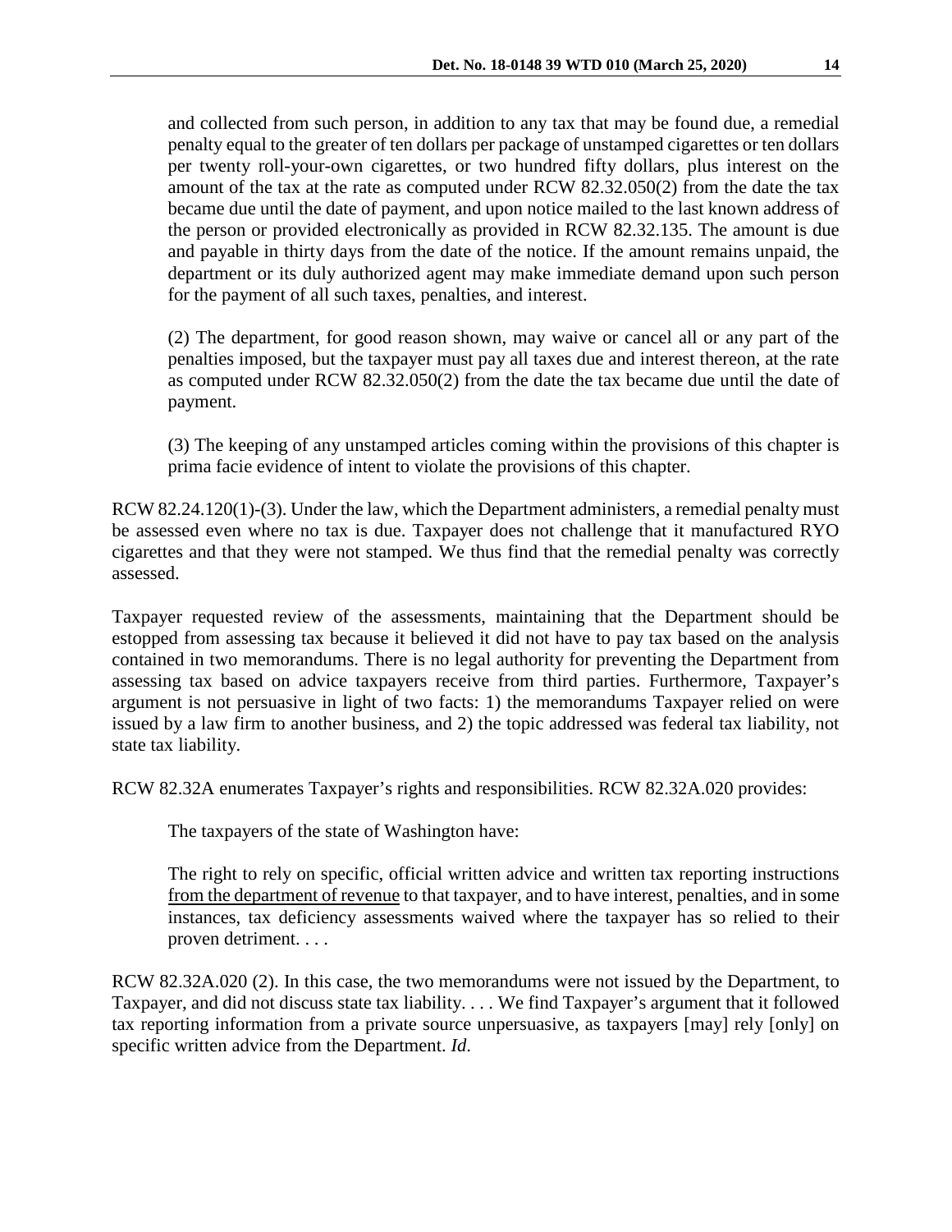> and collected from such person, in addition to any tax that may be found due, a remedial penalty equal to the greater of ten dollars per package of unstamped cigarettes or ten dollars per twenty roll-your-own cigarettes, or two hundred fifty dollars, plus interest on the amount of the tax at the rate as computed under RCW 82.32.050(2) from the date the tax became due until the date of payment, and upon notice mailed to the last known address of the person or provided electronically as provided in RCW 82.32.135. The amount is due and payable in thirty days from the date of the notice. If the amount remains unpaid, the department or its duly authorized agent may make immediate demand upon such person for the payment of all such taxes, penalties, and interest.
>
> (2) The department, for good reason shown, may waive or cancel all or any part of the penalties imposed, but the taxpayer must pay all taxes due and interest thereon, at the rate as computed under RCW 82.32.050(2) from the date the tax became due until the date of payment.
>
> (3) The keeping of any unstamped articles coming within the provisions of this chapter is prima facie evidence of intent to violate the provisions of this chapter.

RCW 82.24.120(1)-(3). Under the law, which the Department administers, a remedial penalty must be assessed even where no tax is due. Taxpayer does not challenge that it manufactured RYO cigarettes and that they were not stamped. We thus find that the remedial penalty was correctly assessed.

Taxpayer requested review of the assessments, maintaining that the Department should be estopped from assessing tax because it believed it did not have to pay tax based on the analysis contained in two memorandums. There is no legal authority for preventing the Department from assessing tax based on advice taxpayers receive from third parties. Furthermore, Taxpayer's argument is not persuasive in light of two facts: 1) the memorandums Taxpayer relied on were issued by a law firm to another business, and 2) the topic addressed was federal tax liability, not state tax liability.

RCW 82.32A enumerates Taxpayer's rights and responsibilities. RCW 82.32A.020 provides:

> The taxpayers of the state of Washington have:
>
> The right to rely on specific, official written advice and written tax reporting instructions <u>from the department of revenue</u> to that taxpayer, and to have interest, penalties, and in some instances, tax deficiency assessments waived where the taxpayer has so relied to their proven detriment. . . .

RCW 82.32A.020 (2). In this case, the two memorandums were not issued by the Department, to Taxpayer, and did not discuss state tax liability. . . . We find Taxpayer's argument that it followed tax reporting information from a private source unpersuasive, as taxpayers [may] rely [only] on specific written advice from the Department. *Id*.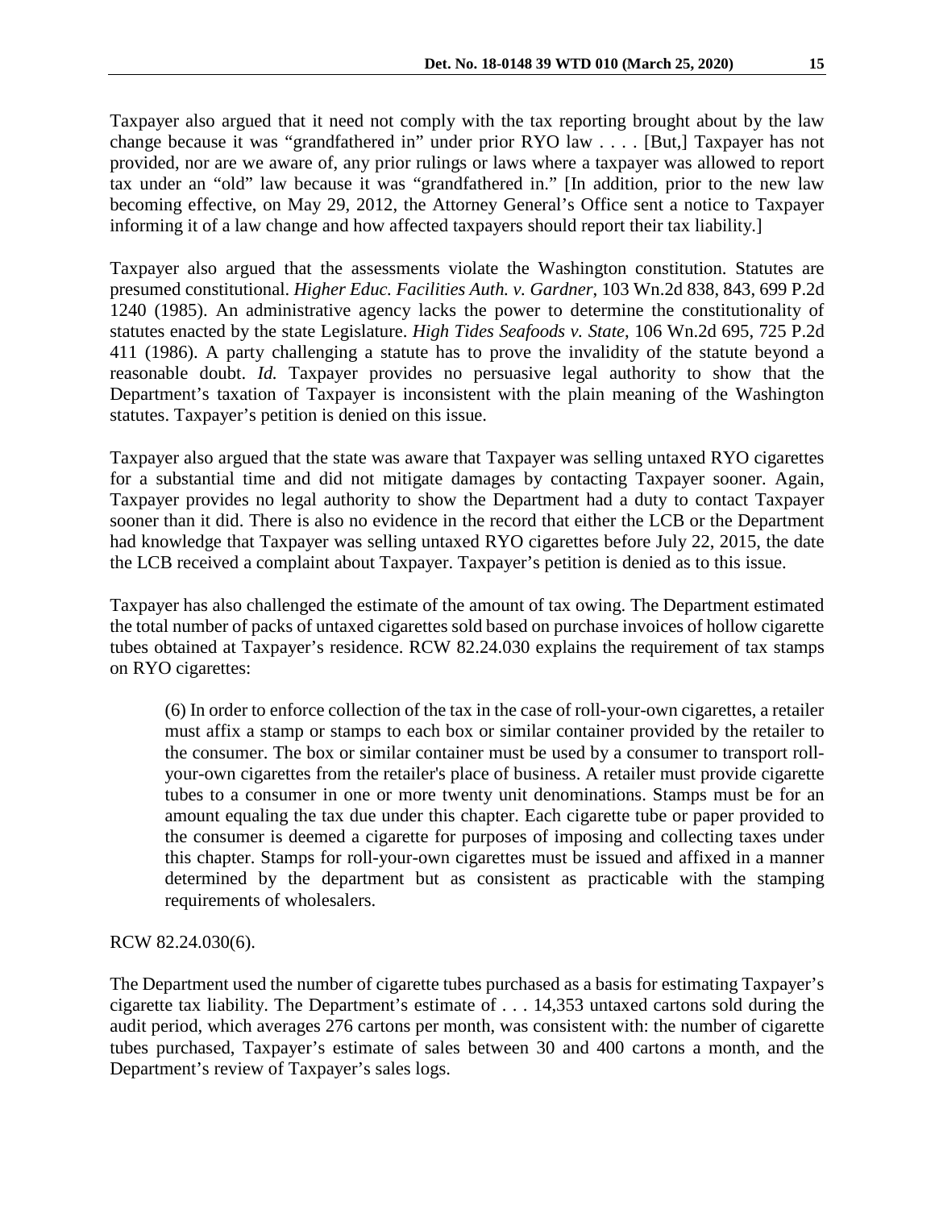Taxpayer also argued that it need not comply with the tax reporting brought about by the law change because it was "grandfathered in" under prior RYO law . . . . [But,] Taxpayer has not provided, nor are we aware of, any prior rulings or laws where a taxpayer was allowed to report tax under an "old" law because it was "grandfathered in." [In addition, prior to the new law becoming effective, on May 29, 2012, the Attorney General's Office sent a notice to Taxpayer informing it of a law change and how affected taxpayers should report their tax liability.]

Taxpayer also argued that the assessments violate the Washington constitution. Statutes are presumed constitutional. *Higher Educ. Facilities Auth. v. Gardner*, 103 Wn.2d 838, 843, 699 P.2d 1240 (1985). An administrative agency lacks the power to determine the constitutionality of statutes enacted by the state Legislature. *High Tides Seafoods v. State*, 106 Wn.2d 695, 725 P.2d 411 (1986). A party challenging a statute has to prove the invalidity of the statute beyond a reasonable doubt. *Id.* Taxpayer provides no persuasive legal authority to show that the Department's taxation of Taxpayer is inconsistent with the plain meaning of the Washington statutes. Taxpayer's petition is denied on this issue.

Taxpayer also argued that the state was aware that Taxpayer was selling untaxed RYO cigarettes for a substantial time and did not mitigate damages by contacting Taxpayer sooner. Again, Taxpayer provides no legal authority to show the Department had a duty to contact Taxpayer sooner than it did. There is also no evidence in the record that either the LCB or the Department had knowledge that Taxpayer was selling untaxed RYO cigarettes before July 22, 2015, the date the LCB received a complaint about Taxpayer. Taxpayer's petition is denied as to this issue.

Taxpayer has also challenged the estimate of the amount of tax owing. The Department estimated the total number of packs of untaxed cigarettes sold based on purchase invoices of hollow cigarette tubes obtained at Taxpayer's residence. RCW 82.24.030 explains the requirement of tax stamps on RYO cigarettes:

> (6) In order to enforce collection of the tax in the case of roll-your-own cigarettes, a retailer must affix a stamp or stamps to each box or similar container provided by the retailer to the consumer. The box or similar container must be used by a consumer to transport roll-your-own cigarettes from the retailer's place of business. A retailer must provide cigarette tubes to a consumer in one or more twenty unit denominations. Stamps must be for an amount equaling the tax due under this chapter. Each cigarette tube or paper provided to the consumer is deemed a cigarette for purposes of imposing and collecting taxes under this chapter. Stamps for roll-your-own cigarettes must be issued and affixed in a manner determined by the department but as consistent as practicable with the stamping requirements of wholesalers.

RCW 82.24.030(6).

The Department used the number of cigarette tubes purchased as a basis for estimating Taxpayer's cigarette tax liability. The Department's estimate of . . . 14,353 untaxed cartons sold during the audit period, which averages 276 cartons per month, was consistent with: the number of cigarette tubes purchased, Taxpayer's estimate of sales between 30 and 400 cartons a month, and the Department's review of Taxpayer's sales logs.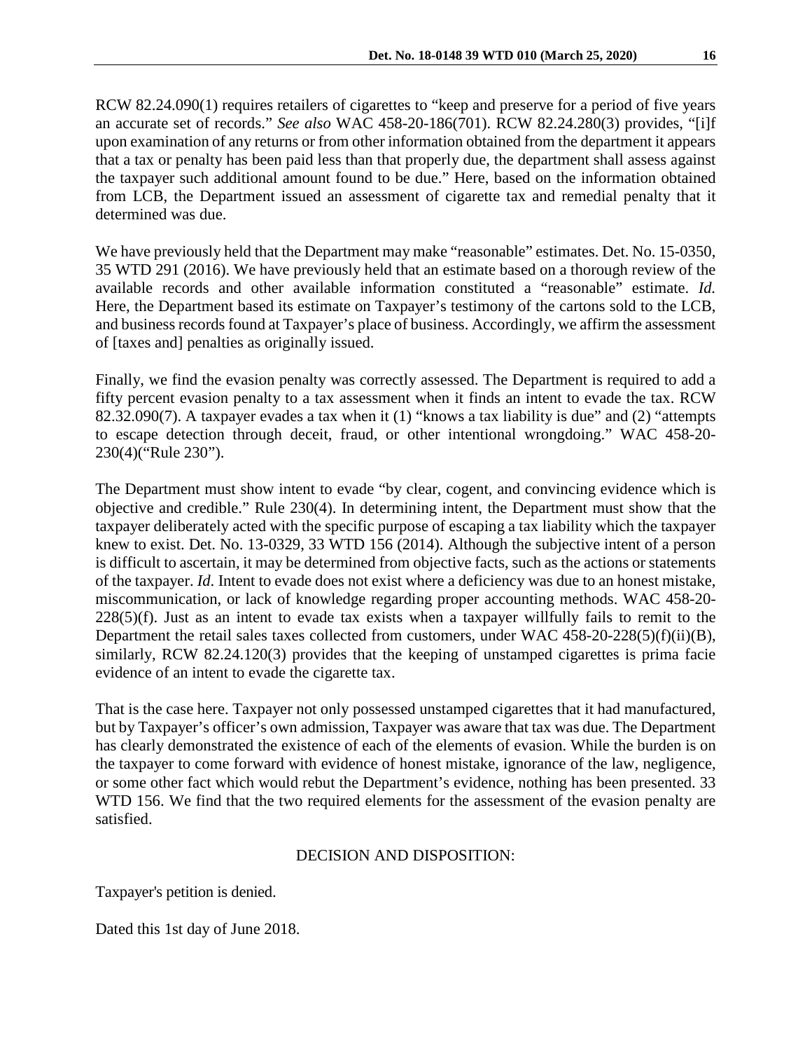RCW 82.24.090(1) requires retailers of cigarettes to "keep and preserve for a period of five years an accurate set of records." *See also* WAC 458-20-186(701). RCW 82.24.280(3) provides, "[i]f upon examination of any returns or from other information obtained from the department it appears that a tax or penalty has been paid less than that properly due, the department shall assess against the taxpayer such additional amount found to be due." Here, based on the information obtained from LCB, the Department issued an assessment of cigarette tax and remedial penalty that it determined was due.

We have previously held that the Department may make "reasonable" estimates. Det. No. 15-0350, 35 WTD 291 (2016). We have previously held that an estimate based on a thorough review of the available records and other available information constituted a "reasonable" estimate. *Id.* Here, the Department based its estimate on Taxpayer's testimony of the cartons sold to the LCB, and business records found at Taxpayer's place of business. Accordingly, we affirm the assessment of [taxes and] penalties as originally issued.

Finally, we find the evasion penalty was correctly assessed. The Department is required to add a fifty percent evasion penalty to a tax assessment when it finds an intent to evade the tax. RCW 82.32.090(7). A taxpayer evades a tax when it (1) "knows a tax liability is due" and (2) "attempts to escape detection through deceit, fraud, or other intentional wrongdoing." WAC 458-20-230(4)("Rule 230").

The Department must show intent to evade "by clear, cogent, and convincing evidence which is objective and credible." Rule 230(4). In determining intent, the Department must show that the taxpayer deliberately acted with the specific purpose of escaping a tax liability which the taxpayer knew to exist. Det. No. 13-0329, 33 WTD 156 (2014). Although the subjective intent of a person is difficult to ascertain, it may be determined from objective facts, such as the actions or statements of the taxpayer. *Id*. Intent to evade does not exist where a deficiency was due to an honest mistake, miscommunication, or lack of knowledge regarding proper accounting methods. WAC 458-20-228(5)(f). Just as an intent to evade tax exists when a taxpayer willfully fails to remit to the Department the retail sales taxes collected from customers, under WAC 458-20-228(5)(f)(ii)(B), similarly, RCW 82.24.120(3) provides that the keeping of unstamped cigarettes is prima facie evidence of an intent to evade the cigarette tax.

That is the case here. Taxpayer not only possessed unstamped cigarettes that it had manufactured, but by Taxpayer's officer's own admission, Taxpayer was aware that tax was due. The Department has clearly demonstrated the existence of each of the elements of evasion. While the burden is on the taxpayer to come forward with evidence of honest mistake, ignorance of the law, negligence, or some other fact which would rebut the Department's evidence, nothing has been presented. 33 WTD 156. We find that the two required elements for the assessment of the evasion penalty are satisfied.

## DECISION AND DISPOSITION:

Taxpayer's petition is denied.

Dated this 1st day of June 2018.